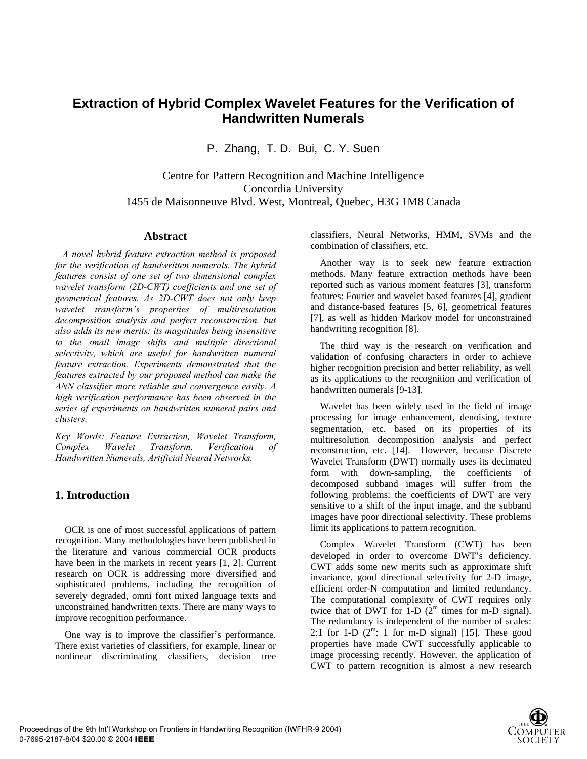# Extraction of Hybrid Complex Wavelet Features for the Verification of Handwritten Numerals

P. Zhang, T. D. Bui, C. Y. Suen

Centre for Pattern Recognition and Machine Intelligence
Concordia University
1455 de Maisonneuve Blvd. West, Montreal, Quebec, H3G 1M8 Canada

## Abstract

*A novel hybrid feature extraction method is proposed for the verification of handwritten numerals. The hybrid features consist of one set of two dimensional complex wavelet transform (2D-CWT) coefficients and one set of geometrical features. As 2D-CWT does not only keep wavelet transform's properties of multiresolution decomposition analysis and perfect reconstruction, but also adds its new merits: its magnitudes being insensitive to the small image shifts and multiple directional selectivity, which are useful for handwritten numeral feature extraction. Experiments demonstrated that the features extracted by our proposed method can make the ANN classifier more reliable and convergence easily. A high verification performance has been observed in the series of experiments on handwritten numeral pairs and clusters.*

*Key Words: Feature Extraction, Wavelet Transform, Complex Wavelet Transform, Verification of Handwritten Numerals, Artificial Neural Networks.*

## 1. Introduction

OCR is one of most successful applications of pattern recognition. Many methodologies have been published in the literature and various commercial OCR products have been in the markets in recent years [1, 2]. Current research on OCR is addressing more diversified and sophisticated problems, including the recognition of severely degraded, omni font mixed language texts and unconstrained handwritten texts. There are many ways to improve recognition performance.

One way is to improve the classifier's performance. There exist varieties of classifiers, for example, linear or nonlinear discriminating classifiers, decision tree classifiers, Neural Networks, HMM, SVMs and the combination of classifiers, etc.

Another way is to seek new feature extraction methods. Many feature extraction methods have been reported such as various moment features [3], transform features: Fourier and wavelet based features [4], gradient and distance-based features [5, 6], geometrical features [7], as well as hidden Markov model for unconstrained handwriting recognition [8].

The third way is the research on verification and validation of confusing characters in order to achieve higher recognition precision and better reliability, as well as its applications to the recognition and verification of handwritten numerals [9-13].

Wavelet has been widely used in the field of image processing for image enhancement, denoising, texture segmentation, etc. based on its properties of its multiresolution decomposition analysis and perfect reconstruction, etc. [14]. However, because Discrete Wavelet Transform (DWT) normally uses its decimated form with down-sampling, the coefficients of decomposed subband images will suffer from the following problems: the coefficients of DWT are very sensitive to a shift of the input image, and the subband images have poor directional selectivity. These problems limit its applications to pattern recognition.

Complex Wavelet Transform (CWT) has been developed in order to overcome DWT's deficiency. CWT adds some new merits such as approximate shift invariance, good directional selectivity for 2-D image, efficient order-N computation and limited redundancy. The computational complexity of CWT requires only twice that of DWT for 1-D ($2^m$ times for m-D signal). The redundancy is independent of the number of scales: 2:1 for 1-D ($2^m$: 1 for m-D signal) [15]. These good properties have made CWT successfully applicable to image processing recently. However, the application of CWT to pattern recognition is almost a new research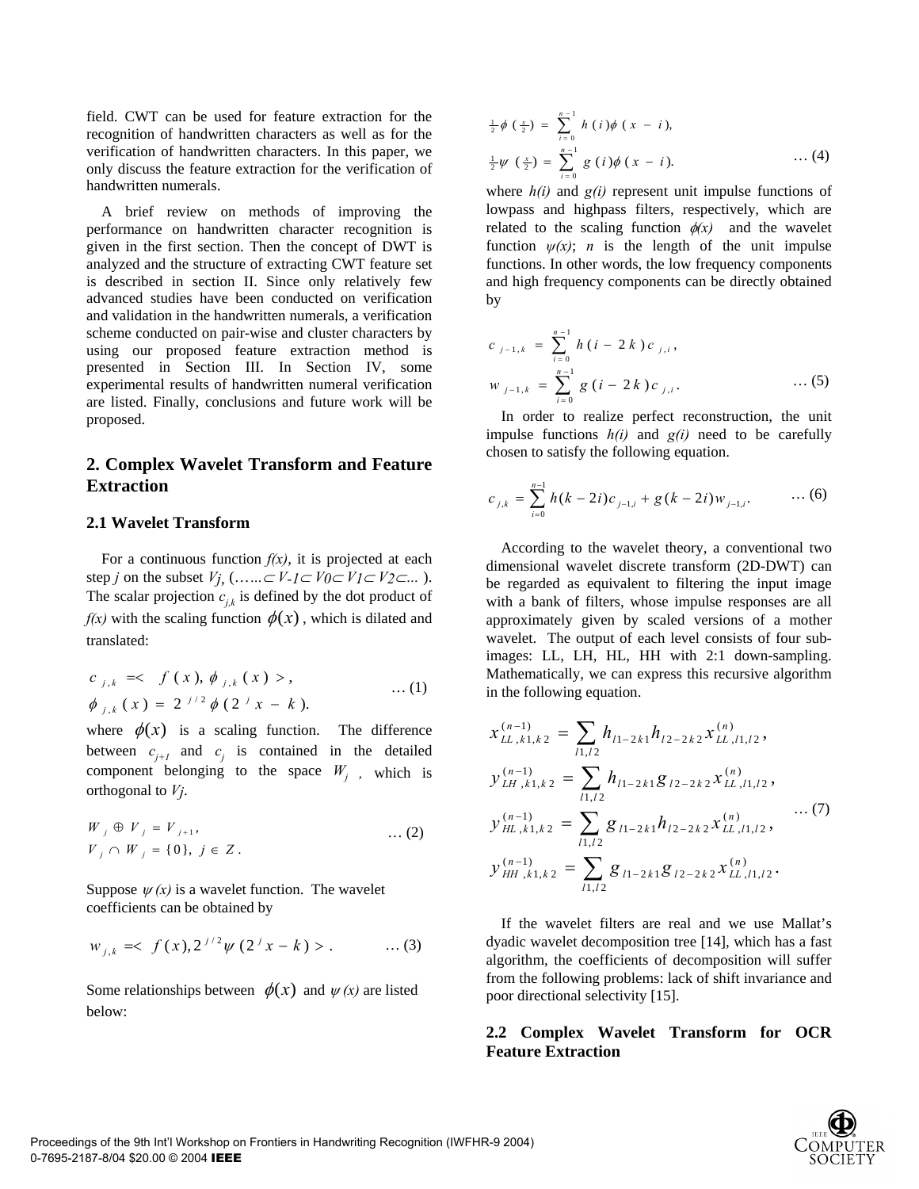field. CWT can be used for feature extraction for the recognition of handwritten characters as well as for the verification of handwritten characters. In this paper, we only discuss the feature extraction for the verification of handwritten numerals.

A brief review on methods of improving the performance on handwritten character recognition is given in the first section. Then the concept of DWT is analyzed and the structure of extracting CWT feature set is described in section II. Since only relatively few advanced studies have been conducted on verification and validation in the handwritten numerals, a verification scheme conducted on pair-wise and cluster characters by using our proposed feature extraction method is presented in Section III. In Section IV, some experimental results of handwritten numeral verification are listed. Finally, conclusions and future work will be proposed.

## 2. Complex Wavelet Transform and Feature Extraction

### 2.1 Wavelet Transform

For a continuous function *f(x)*, it is projected at each step *j* on the subset *Vj*, $(\ldots \subset V_{-1} \subset V_0 \subset V_1 \subset V_2 \subset \ldots)$. The scalar projection $c_{j,k}$ is defined by the dot product of *f(x)* with the scaling function $\phi(x)$, which is dilated and translated:

$$c_{j,k} = < f(x), \phi_{j,k}(x) >, \qquad \ldots (1)$$
$$\phi_{j,k}(x) = 2^{j/2}\phi(2^j x - k).$$

where $\phi(x)$ is a scaling function. The difference between $c_{j+1}$ and $c_j$ is contained in the detailed component belonging to the space $W_j$, which is orthogonal to *Vj*.

$$W_j \oplus V_j = V_{j+1}, \qquad \ldots (2)$$
$$V_j \cap W_j = \{0\},\ j \in Z.$$

Suppose $\psi(x)$ is a wavelet function. The wavelet coefficients can be obtained by

$$w_{j,k} = < f(x), 2^{j/2}\psi(2^j x - k) > . \qquad \ldots (3)$$

Some relationships between $\phi(x)$ and $\psi(x)$ are listed below:

$$\tfrac{1}{2}\phi\left(\tfrac{x}{2}\right) = \sum_{i=0}^{n-1} h(i)\phi(x-i),$$
$$\tfrac{1}{2}\psi\left(\tfrac{x}{2}\right) = \sum_{i=0}^{n-1} g(i)\phi(x-i). \qquad \ldots (4)$$

where *h(i)* and *g(i)* represent unit impulse functions of lowpass and highpass filters, respectively, which are related to the scaling function $\phi(x)$ and the wavelet function $\psi(x)$; *n* is the length of the unit impulse functions. In other words, the low frequency components and high frequency components can be directly obtained by

$$c_{j-1,k} = \sum_{i=0}^{n-1} h(i-2k)c_{j,i},$$
$$w_{j-1,k} = \sum_{i=0}^{n-1} g(i-2k)c_{j,i}. \qquad \ldots (5)$$

In order to realize perfect reconstruction, the unit impulse functions *h(i)* and *g(i)* need to be carefully chosen to satisfy the following equation.

$$c_{j,k} = \sum_{i=0}^{n-1} h(k-2i)c_{j-1,i} + g(k-2i)w_{j-1,i}. \qquad \ldots (6)$$

According to the wavelet theory, a conventional two dimensional wavelet discrete transform (2D-DWT) can be regarded as equivalent to filtering the input image with a bank of filters, whose impulse responses are all approximately given by scaled versions of a mother wavelet. The output of each level consists of four sub-images: LL, LH, HL, HH with 2:1 down-sampling. Mathematically, we can express this recursive algorithm in the following equation.

$$x_{LL,k1,k2}^{(n-1)} = \sum_{l1,l2} h_{l1-2k1} h_{l2-2k2} x_{LL,l1,l2}^{(n)},$$
$$y_{LH,k1,k2}^{(n-1)} = \sum_{l1,l2} h_{l1-2k1} g_{l2-2k2} x_{LL,l1,l2}^{(n)},$$
$$y_{HL,k1,k2}^{(n-1)} = \sum_{l1,l2} g_{l1-2k1} h_{l2-2k2} x_{LL,l1,l2}^{(n)}, \qquad \ldots (7)$$
$$y_{HH,k1,k2}^{(n-1)} = \sum_{l1,l2} g_{l1-2k1} g_{l2-2k2} x_{LL,l1,l2}^{(n)}.$$

If the wavelet filters are real and we use Mallat's dyadic wavelet decomposition tree [14], which has a fast algorithm, the coefficients of decomposition will suffer from the following problems: lack of shift invariance and poor directional selectivity [15].

### 2.2 Complex Wavelet Transform for OCR Feature Extraction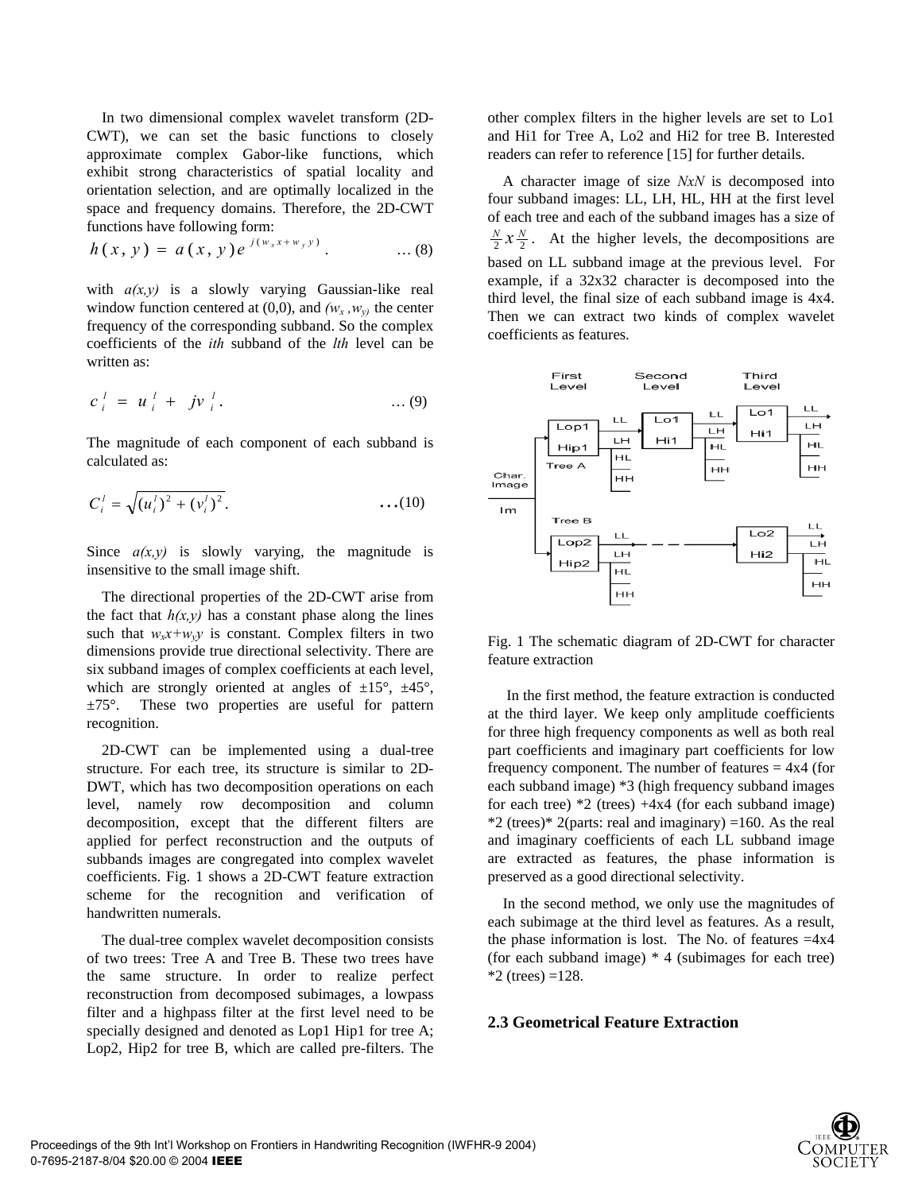In two dimensional complex wavelet transform (2D-CWT), we can set the basic functions to closely approximate complex Gabor-like functions, which exhibit strong characteristics of spatial locality and orientation selection, and are optimally localized in the space and frequency domains. Therefore, the 2D-CWT functions have following form:

$$h(x,y) = a(x,y)e^{j(w_x x + w_y y)}. \quad \dots (8)$$

with *a(x,y)* is a slowly varying Gaussian-like real window function centered at (0,0), and $(w_x, w_y)$ the center frequency of the corresponding subband. So the complex coefficients of the *ith* subband of the *lth* level can be written as:

$$c_i^l = u_i^l + jv_i^l. \quad \dots (9)$$

The magnitude of each component of each subband is calculated as:

$$C_i^l = \sqrt{(u_i^l)^2 + (v_i^l)^2}. \quad \dots (10)$$

Since *a(x,y)* is slowly varying, the magnitude is insensitive to the small image shift.

The directional properties of the 2D-CWT arise from the fact that *h(x,y)* has a constant phase along the lines such that $w_x x + w_y y$ is constant. Complex filters in two dimensions provide true directional selectivity. There are six subband images of complex coefficients at each level, which are strongly oriented at angles of ±15°, ±45°, ±75°. These two properties are useful for pattern recognition.

2D-CWT can be implemented using a dual-tree structure. For each tree, its structure is similar to 2D-DWT, which has two decomposition operations on each level, namely row decomposition and column decomposition, except that the different filters are applied for perfect reconstruction and the outputs of subbands images are congregated into complex wavelet coefficients. Fig. 1 shows a 2D-CWT feature extraction scheme for the recognition and verification of handwritten numerals.

The dual-tree complex wavelet decomposition consists of two trees: Tree A and Tree B. These two trees have the same structure. In order to realize perfect reconstruction from decomposed subimages, a lowpass filter and a highpass filter at the first level need to be specially designed and denoted as Lop1 Hip1 for tree A; Lop2, Hip2 for tree B, which are called pre-filters. The other complex filters in the higher levels are set to Lo1 and Hi1 for Tree A, Lo2 and Hi2 for tree B. Interested readers can refer to reference [15] for further details.

A character image of size *NxN* is decomposed into four subband images: LL, LH, HL, HH at the first level of each tree and each of the subband images has a size of $\frac{N}{2} x \frac{N}{2}$. At the higher levels, the decompositions are based on LL subband image at the previous level. For example, if a 32x32 character is decomposed into the third level, the final size of each subband image is 4x4. Then we can extract two kinds of complex wavelet coefficients as features.

Fig. 1 The schematic diagram of 2D-CWT for character feature extraction

In the first method, the feature extraction is conducted at the third layer. We keep only amplitude coefficients for three high frequency components as well as both real part coefficients and imaginary part coefficients for low frequency component. The number of features = 4x4 (for each subband image) *3 (high frequency subband images for each tree) *2 (trees) +4x4 (for each subband image) *2 (trees)* 2(parts: real and imaginary) =160. As the real and imaginary coefficients of each LL subband image are extracted as features, the phase information is preserved as a good directional selectivity.

In the second method, we only use the magnitudes of each subimage at the third level as features. As a result, the phase information is lost. The No. of features =4x4 (for each subband image) * 4 (subimages for each tree) *2 (trees) =128.

### 2.3 Geometrical Feature Extraction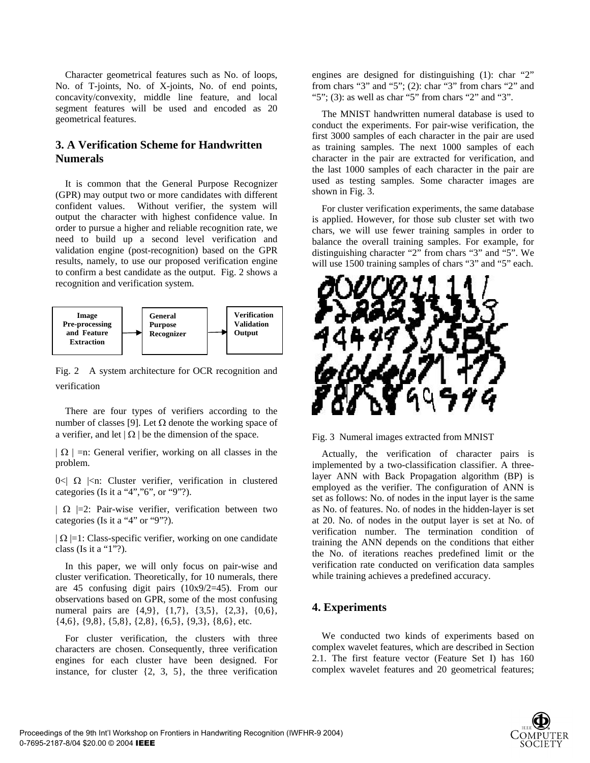Character geometrical features such as No. of loops, No. of T-joints, No. of X-joints, No. of end points, concavity/convexity, middle line feature, and local segment features will be used and encoded as 20 geometrical features.

## 3. A Verification Scheme for Handwritten Numerals

It is common that the General Purpose Recognizer (GPR) may output two or more candidates with different confident values. Without verifier, the system will output the character with highest confidence value. In order to pursue a higher and reliable recognition rate, we need to build up a second level verification and validation engine (post-recognition) based on the GPR results, namely, to use our proposed verification engine to confirm a best candidate as the output. Fig. 2 shows a recognition and verification system.

**Image Pre-processing and Feature Extraction** → **General Purpose Recognizer** → **Verification Validation Output**

Fig. 2 A system architecture for OCR recognition and verification

There are four types of verifiers according to the number of classes [9]. Let $\Omega$ denote the working space of a verifier, and let $|\Omega|$ be the dimension of the space.

$|\Omega| = n$: General verifier, working on all classes in the problem.

$0 < |\Omega| < n$: Cluster verifier, verification in clustered categories (Is it a "4","6", or "9"?).

$|\Omega| = 2$: Pair-wise verifier, verification between two categories (Is it a "4" or "9"?).

$|\Omega| = 1$: Class-specific verifier, working on one candidate class (Is it a "1"?).

In this paper, we will only focus on pair-wise and cluster verification. Theoretically, for 10 numerals, there are 45 confusing digit pairs (10x9/2=45). From our observations based on GPR, some of the most confusing numeral pairs are {4,9}, {1,7}, {3,5}, {2,3}, {0,6}, {4,6}, {9,8}, {5,8}, {2,8}, {6,5}, {9,3}, {8,6}, etc.

For cluster verification, the clusters with three characters are chosen. Consequently, three verification engines for each cluster have been designed. For instance, for cluster {2, 3, 5}, the three verification engines are designed for distinguishing (1): char "2" from chars "3" and "5"; (2): char "3" from chars "2" and "5"; (3): as well as char "5" from chars "2" and "3".

The MNIST handwritten numeral database is used to conduct the experiments. For pair-wise verification, the first 3000 samples of each character in the pair are used as training samples. The next 1000 samples of each character in the pair are extracted for verification, and the last 1000 samples of each character in the pair are used as testing samples. Some character images are shown in Fig. 3.

For cluster verification experiments, the same database is applied. However, for those sub cluster set with two chars, we will use fewer training samples in order to balance the overall training samples. For example, for distinguishing character "2" from chars "3" and "5". We will use 1500 training samples of chars "3" and "5" each.

Fig. 3 Numeral images extracted from MNIST

Actually, the verification of character pairs is implemented by a two-classification classifier. A three-layer ANN with Back Propagation algorithm (BP) is employed as the verifier. The configuration of ANN is set as follows: No. of nodes in the input layer is the same as No. of features. No. of nodes in the hidden-layer is set at 20. No. of nodes in the output layer is set at No. of verification number. The termination condition of training the ANN depends on the conditions that either the No. of iterations reaches predefined limit or the verification rate conducted on verification data samples while training achieves a predefined accuracy.

## 4. Experiments

We conducted two kinds of experiments based on complex wavelet features, which are described in Section 2.1. The first feature vector (Feature Set I) has 160 complex wavelet features and 20 geometrical features;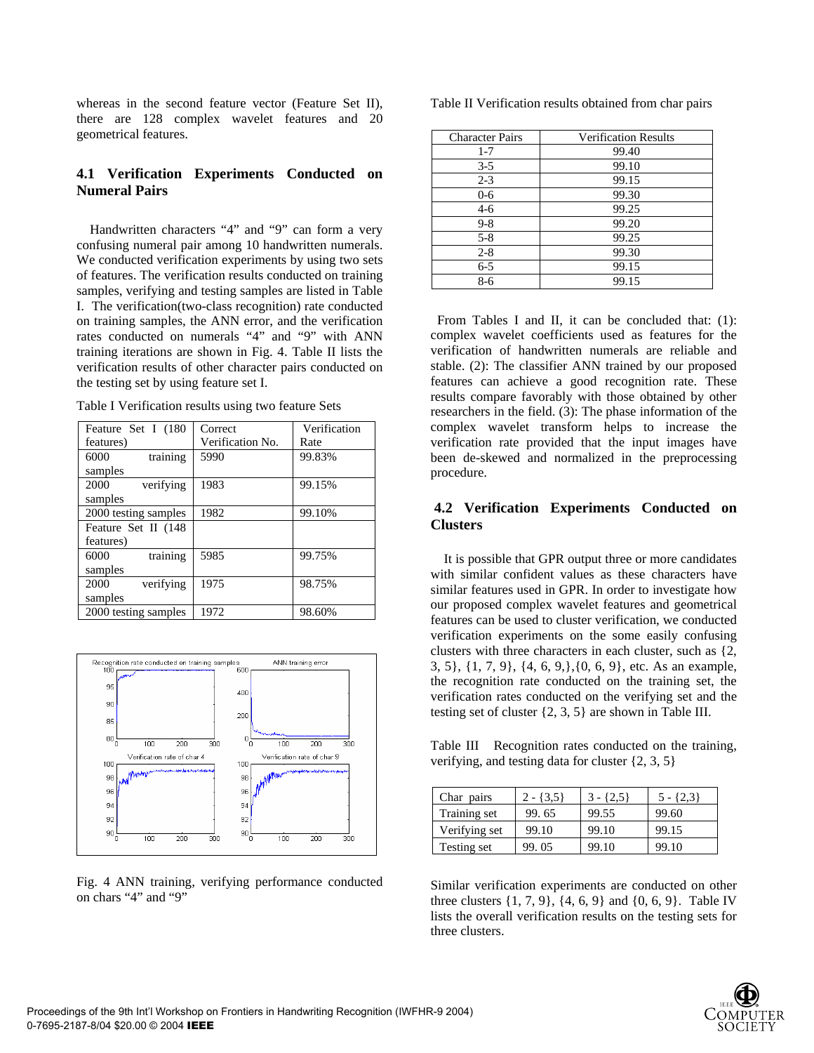whereas in the second feature vector (Feature Set II), there are 128 complex wavelet features and 20 geometrical features.

### 4.1 Verification Experiments Conducted on Numeral Pairs

Handwritten characters "4" and "9" can form a very confusing numeral pair among 10 handwritten numerals. We conducted verification experiments by using two sets of features. The verification results conducted on training samples, verifying and testing samples are listed in Table I. The verification(two-class recognition) rate conducted on training samples, the ANN error, and the verification rates conducted on numerals "4" and "9" with ANN training iterations are shown in Fig. 4. Table II lists the verification results of other character pairs conducted on the testing set by using feature set I.

Table I Verification results using two feature Sets

| Feature Set I (180 features) | Correct Verification No. | Verification Rate |
|---|---|---|
| 6000 training samples | 5990 | 99.83% |
| 2000 verifying samples | 1983 | 99.15% |
| 2000 testing samples | 1982 | 99.10% |
| Feature Set II (148 features) | | |
| 6000 training samples | 5985 | 99.75% |
| 2000 verifying samples | 1975 | 98.75% |
| 2000 testing samples | 1972 | 98.60% |

Fig. 4 ANN training, verifying performance conducted on chars "4" and "9"

Table II Verification results obtained from char pairs

| Character Pairs | Verification Results |
|---|---|
| 1-7 | 99.40 |
| 3-5 | 99.10 |
| 2-3 | 99.15 |
| 0-6 | 99.30 |
| 4-6 | 99.25 |
| 9-8 | 99.20 |
| 5-8 | 99.25 |
| 2-8 | 99.30 |
| 6-5 | 99.15 |
| 8-6 | 99.15 |

From Tables I and II, it can be concluded that: (1): complex wavelet coefficients used as features for the verification of handwritten numerals are reliable and stable. (2): The classifier ANN trained by our proposed features can achieve a good recognition rate. These results compare favorably with those obtained by other researchers in the field. (3): The phase information of the complex wavelet transform helps to increase the verification rate provided that the input images have been de-skewed and normalized in the preprocessing procedure.

### 4.2 Verification Experiments Conducted on Clusters

It is possible that GPR output three or more candidates with similar confident values as these characters have similar features used in GPR. In order to investigate how our proposed complex wavelet features and geometrical features can be used to cluster verification, we conducted verification experiments on the some easily confusing clusters with three characters in each cluster, such as {2, 3, 5}, {1, 7, 9}, {4, 6, 9,},{0, 6, 9}, etc. As an example, the recognition rate conducted on the training set, the verification rates conducted on the verifying set and the testing set of cluster {2, 3, 5} are shown in Table III.

Table III Recognition rates conducted on the training, verifying, and testing data for cluster {2, 3, 5}

| Char pairs | 2 - {3,5} | 3 - {2,5} | 5 - {2,3} |
|---|---|---|---|
| Training set | 99. 65 | 99.55 | 99.60 |
| Verifying set | 99.10 | 99.10 | 99.15 |
| Testing set | 99. 05 | 99.10 | 99.10 |

Similar verification experiments are conducted on other three clusters {1, 7, 9}, {4, 6, 9} and {0, 6, 9}. Table IV lists the overall verification results on the testing sets for three clusters.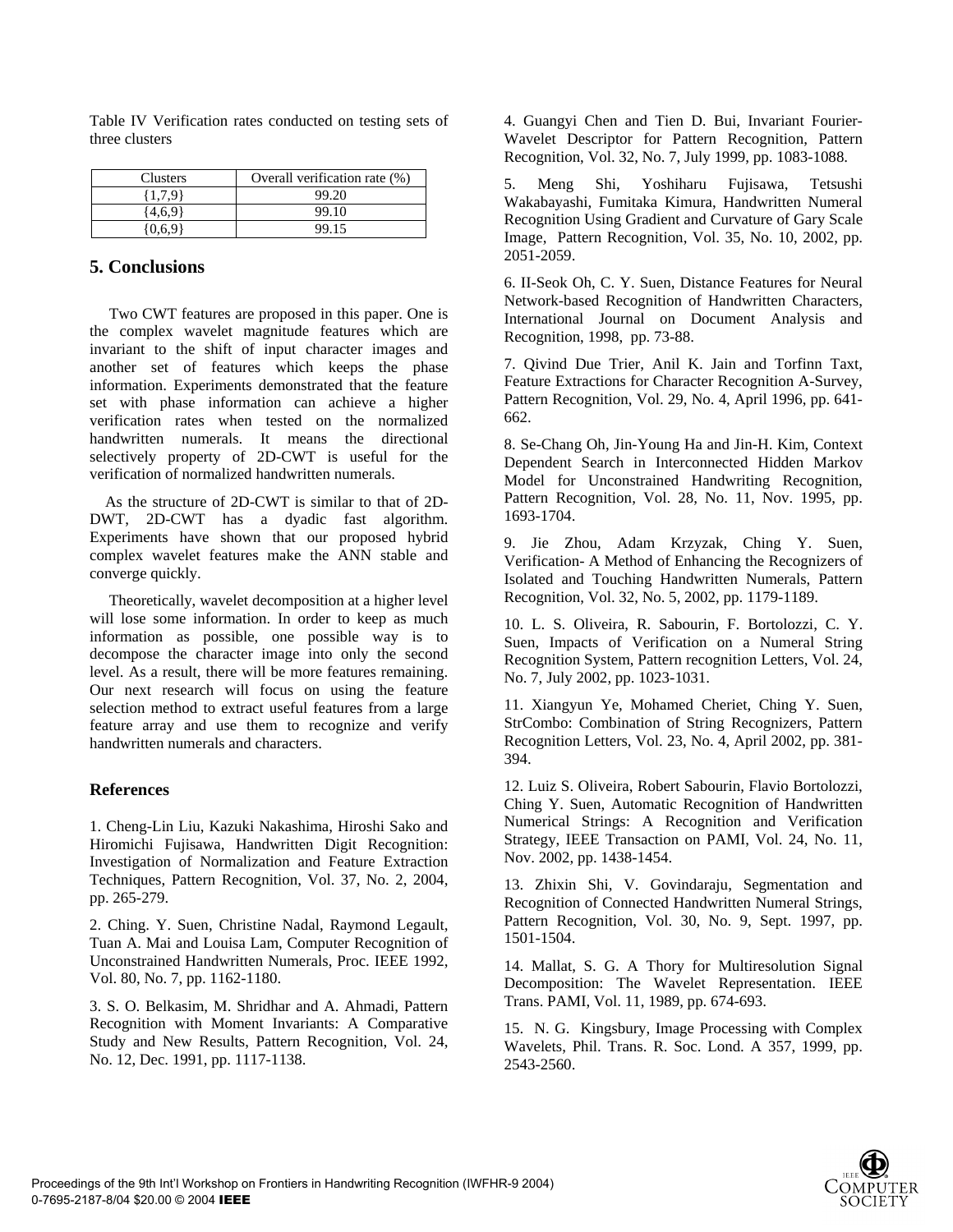Table IV Verification rates conducted on testing sets of three clusters

| Clusters | Overall verification rate (%) |
| --- | --- |
| {1,7,9} | 99.20 |
| {4,6,9} | 99.10 |
| {0,6,9} | 99.15 |

## 5. Conclusions

Two CWT features are proposed in this paper. One is the complex wavelet magnitude features which are invariant to the shift of input character images and another set of features which keeps the phase information. Experiments demonstrated that the feature set with phase information can achieve a higher verification rates when tested on the normalized handwritten numerals. It means the directional selectively property of 2D-CWT is useful for the verification of normalized handwritten numerals.

As the structure of 2D-CWT is similar to that of 2D-DWT, 2D-CWT has a dyadic fast algorithm. Experiments have shown that our proposed hybrid complex wavelet features make the ANN stable and converge quickly.

Theoretically, wavelet decomposition at a higher level will lose some information. In order to keep as much information as possible, one possible way is to decompose the character image into only the second level. As a result, there will be more features remaining. Our next research will focus on using the feature selection method to extract useful features from a large feature array and use them to recognize and verify handwritten numerals and characters.

### References

1. Cheng-Lin Liu, Kazuki Nakashima, Hiroshi Sako and Hiromichi Fujisawa, Handwritten Digit Recognition: Investigation of Normalization and Feature Extraction Techniques, Pattern Recognition, Vol. 37, No. 2, 2004, pp. 265-279.

2. Ching. Y. Suen, Christine Nadal, Raymond Legault, Tuan A. Mai and Louisa Lam, Computer Recognition of Unconstrained Handwritten Numerals, Proc. IEEE 1992, Vol. 80, No. 7, pp. 1162-1180.

3. S. O. Belkasim, M. Shridhar and A. Ahmadi, Pattern Recognition with Moment Invariants: A Comparative Study and New Results, Pattern Recognition, Vol. 24, No. 12, Dec. 1991, pp. 1117-1138.

4. Guangyi Chen and Tien D. Bui, Invariant Fourier-Wavelet Descriptor for Pattern Recognition, Pattern Recognition, Vol. 32, No. 7, July 1999, pp. 1083-1088.

5. Meng Shi, Yoshiharu Fujisawa, Tetsushi Wakabayashi, Fumitaka Kimura, Handwritten Numeral Recognition Using Gradient and Curvature of Gary Scale Image, Pattern Recognition, Vol. 35, No. 10, 2002, pp. 2051-2059.

6. II-Seok Oh, C. Y. Suen, Distance Features for Neural Network-based Recognition of Handwritten Characters, International Journal on Document Analysis and Recognition, 1998, pp. 73-88.

7. Qivind Due Trier, Anil K. Jain and Torfinn Taxt, Feature Extractions for Character Recognition A-Survey, Pattern Recognition, Vol. 29, No. 4, April 1996, pp. 641-662.

8. Se-Chang Oh, Jin-Young Ha and Jin-H. Kim, Context Dependent Search in Interconnected Hidden Markov Model for Unconstrained Handwriting Recognition, Pattern Recognition, Vol. 28, No. 11, Nov. 1995, pp. 1693-1704.

9. Jie Zhou, Adam Krzyzak, Ching Y. Suen, Verification- A Method of Enhancing the Recognizers of Isolated and Touching Handwritten Numerals, Pattern Recognition, Vol. 32, No. 5, 2002, pp. 1179-1189.

10. L. S. Oliveira, R. Sabourin, F. Bortolozzi, C. Y. Suen, Impacts of Verification on a Numeral String Recognition System, Pattern recognition Letters, Vol. 24, No. 7, July 2002, pp. 1023-1031.

11. Xiangyun Ye, Mohamed Cheriet, Ching Y. Suen, StrCombo: Combination of String Recognizers, Pattern Recognition Letters, Vol. 23, No. 4, April 2002, pp. 381-394.

12. Luiz S. Oliveira, Robert Sabourin, Flavio Bortolozzi, Ching Y. Suen, Automatic Recognition of Handwritten Numerical Strings: A Recognition and Verification Strategy, IEEE Transaction on PAMI, Vol. 24, No. 11, Nov. 2002, pp. 1438-1454.

13. Zhixin Shi, V. Govindaraju, Segmentation and Recognition of Connected Handwritten Numeral Strings, Pattern Recognition, Vol. 30, No. 9, Sept. 1997, pp. 1501-1504.

14. Mallat, S. G. A Thory for Multiresolution Signal Decomposition: The Wavelet Representation. IEEE Trans. PAMI, Vol. 11, 1989, pp. 674-693.

15. N. G. Kingsbury, Image Processing with Complex Wavelets, Phil. Trans. R. Soc. Lond. A 357, 1999, pp. 2543-2560.